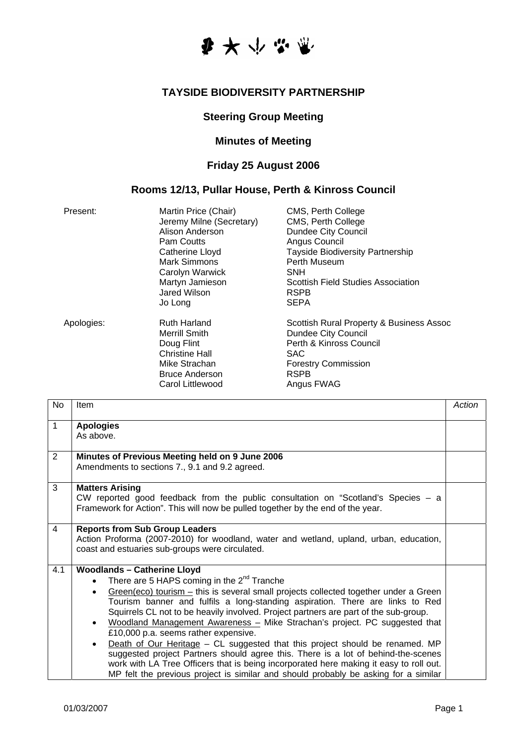# TAYSIDE BIODIVERSITY PARTNERSHIP

## Steering Group Meeting

## Minutes of Meeting

## Friday 25 August 2006

## Rooms 12/13, Pullar House, Perth & Kinross Council

| | | |
|---|---|---|
| Present: | Martin Price (Chair) | CMS, Perth College |
| | Jeremy Milne (Secretary) | CMS, Perth College |
| | Alison Anderson | Dundee City Council |
| | Pam Coutts | Angus Council |
| | Catherine Lloyd | Tayside Biodiversity Partnership |
| | Mark Simmons | Perth Museum |
| | Carolyn Warwick | SNH |
| | Martyn Jamieson | Scottish Field Studies Association |
| | Jared Wilson | RSPB |
| | Jo Long | SEPA |
| Apologies: | Ruth Harland | Scottish Rural Property & Business Assoc |
| | Merrill Smith | Dundee City Council |
| | Doug Flint | Perth & Kinross Council |
| | Christine Hall | SAC |
| | Mike Strachan | Forestry Commission |
| | Bruce Anderson | RSPB |
| | Carol Littlewood | Angus FWAG |

| No | Item | Action |
|---|---|---|
| 1 | **Apologies**<br>As above. | |
| 2 | **Minutes of Previous Meeting held on 9 June 2006**<br>Amendments to sections 7., 9.1 and 9.2 agreed. | |
| 3 | **Matters Arising**<br>CW reported good feedback from the public consultation on "Scotland's Species – a Framework for Action". This will now be pulled together by the end of the year. | |
| 4 | **Reports from Sub Group Leaders**<br>Action Proforma (2007-2010) for woodland, water and wetland, upland, urban, education, coast and estuaries sub-groups were circulated. | |
| 4.1 | **Woodlands – Catherine Lloyd**<br>• There are 5 HAPS coming in the 2nd Tranche<br>• Green(eco) tourism – this is several small projects collected together under a Green Tourism banner and fulfils a long-standing aspiration. There are links to Red Squirrels CL not to be heavily involved. Project partners are part of the sub-group.<br>• Woodland Management Awareness – Mike Strachan's project. PC suggested that £10,000 p.a. seems rather expensive.<br>• Death of Our Heritage – CL suggested that this project should be renamed. MP suggested project Partners should agree this. There is a lot of behind-the-scenes work with LA Tree Officers that is being incorporated here making it easy to roll out. MP felt the previous project is similar and should probably be asking for a similar | |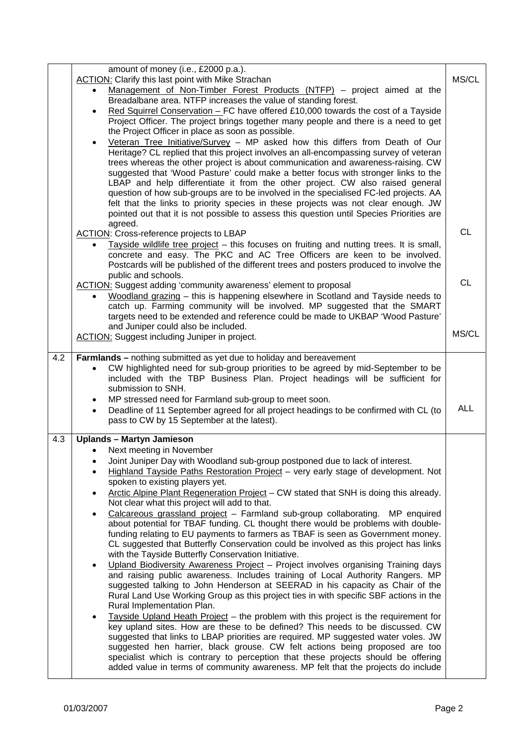| | | |
|---|---|---|
| | amount of money (i.e., £2000 p.a.).<br>ACTION: Clarify this last point with Mike Strachan<br>• Management of Non-Timber Forest Products (NTFP) – project aimed at the Breadalbane area. NTFP increases the value of standing forest.<br>• Red Squirrel Conservation – FC have offered £10,000 towards the cost of a Tayside Project Officer. The project brings together many people and there is a need to get the Project Officer in place as soon as possible.<br>• Veteran Tree Initiative/Survey – MP asked how this differs from Death of Our Heritage? CL replied that this project involves an all-encompassing survey of veteran trees whereas the other project is about communication and awareness-raising. CW suggested that 'Wood Pasture' could make a better focus with stronger links to the LBAP and help differentiate it from the other project. CW also raised general question of how sub-groups are to be involved in the specialised FC-led projects. AA felt that the links to priority species in these projects was not clear enough. JW pointed out that it is not possible to assess this question until Species Priorities are agreed.<br>ACTION: Cross-reference projects to LBAP<br>• Tayside wildlife tree project – this focuses on fruiting and nutting trees. It is small, concrete and easy. The PKC and AC Tree Officers are keen to be involved. Postcards will be published of the different trees and posters produced to involve the public and schools.<br>ACTION: Suggest adding 'community awareness' element to proposal<br>• Woodland grazing – this is happening elsewhere in Scotland and Tayside needs to catch up. Farming community will be involved. MP suggested that the SMART targets need to be extended and reference could be made to UKBAP 'Wood Pasture' and Juniper could also be included.<br>ACTION: Suggest including Juniper in project. | MS/CL<br><br>CL<br><br>CL<br><br>MS/CL |
| 4.2 | **Farmlands –** nothing submitted as yet due to holiday and bereavement<br>• CW highlighted need for sub-group priorities to be agreed by mid-September to be included with the TBP Business Plan. Project headings will be sufficient for submission to SNH.<br>• MP stressed need for Farmland sub-group to meet soon.<br>• Deadline of 11 September agreed for all project headings to be confirmed with CL (to pass to CW by 15 September at the latest). | ALL |
| 4.3 | **Uplands – Martyn Jamieson**<br>• Next meeting in November<br>• Joint Juniper Day with Woodland sub-group postponed due to lack of interest.<br>• Highland Tayside Paths Restoration Project – very early stage of development. Not spoken to existing players yet.<br>• Arctic Alpine Plant Regeneration Project – CW stated that SNH is doing this already. Not clear what this project will add to that.<br>• Calcareous grassland project – Farmland sub-group collaborating. MP enquired about potential for TBAF funding. CL thought there would be problems with double-funding relating to EU payments to farmers as TBAF is seen as Government money. CL suggested that Butterfly Conservation could be involved as this project has links with the Tayside Butterfly Conservation Initiative.<br>• Upland Biodiversity Awareness Project – Project involves organising Training days and raising public awareness. Includes training of Local Authority Rangers. MP suggested talking to John Henderson at SEERAD in his capacity as Chair of the Rural Land Use Working Group as this project ties in with specific SBF actions in the Rural Implementation Plan.<br>• Tayside Upland Heath Project – the problem with this project is the requirement for key upland sites. How are these to be defined? This needs to be discussed. CW suggested that links to LBAP priorities are required. MP suggested water voles. JW suggested hen harrier, black grouse. CW felt actions being proposed are too specialist which is contrary to perception that these projects should be offering added value in terms of community awareness. MP felt that the projects do include | |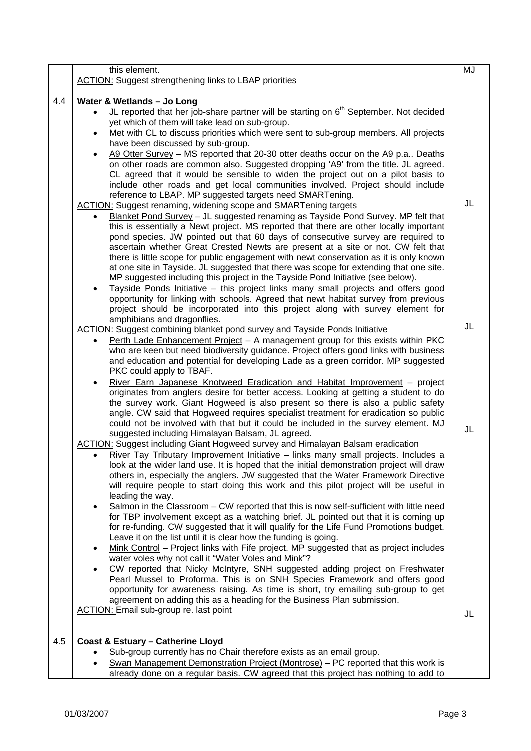| | | |
|---|---|---|
| | this element.<br>ACTION: Suggest strengthening links to LBAP priorities | MJ |
| 4.4 | **Water & Wetlands – Jo Long**<br>• JL reported that her job-share partner will be starting on 6th September. Not decided yet which of them will take lead on sub-group.<br>• Met with CL to discuss priorities which were sent to sub-group members. All projects have been discussed by sub-group.<br>• A9 Otter Survey – MS reported that 20-30 otter deaths occur on the A9 p.a.. Deaths on other roads are common also. Suggested dropping 'A9' from the title. JL agreed. CL agreed that it would be sensible to widen the project out on a pilot basis to include other roads and get local communities involved. Project should include reference to LBAP. MP suggested targets need SMARTening.<br>ACTION: Suggest renaming, widening scope and SMARTening targets | JL |
| | • Blanket Pond Survey – JL suggested renaming as Tayside Pond Survey. MP felt that this is essentially a Newt project. MS reported that there are other locally important pond species. JW pointed out that 60 days of consecutive survey are required to ascertain whether Great Crested Newts are present at a site or not. CW felt that there is little scope for public engagement with newt conservation as it is only known at one site in Tayside. JL suggested that there was scope for extending that one site. MP suggested including this project in the Tayside Pond Initiative (see below).<br>• Tayside Ponds Initiative – this project links many small projects and offers good opportunity for linking with schools. Agreed that newt habitat survey from previous project should be incorporated into this project along with survey element for amphibians and dragonflies.<br>ACTION: Suggest combining blanket pond survey and Tayside Ponds Initiative | JL |
| | • Perth Lade Enhancement Project – A management group for this exists within PKC who are keen but need biodiversity guidance. Project offers good links with business and education and potential for developing Lade as a green corridor. MP suggested PKC could apply to TBAF.<br>• River Earn Japanese Knotweed Eradication and Habitat Improvement – project originates from anglers desire for better access. Looking at getting a student to do the survey work. Giant Hogweed is also present so there is also a public safety angle. CW said that Hogweed requires specialist treatment for eradication so public could not be involved with that but it could be included in the survey element. MJ suggested including Himalayan Balsam, JL agreed.<br>ACTION: Suggest including Giant Hogweed survey and Himalayan Balsam eradication | JL |
| | • River Tay Tributary Improvement Initiative – links many small projects. Includes a look at the wider land use. It is hoped that the initial demonstration project will draw others in, especially the anglers. JW suggested that the Water Framework Directive will require people to start doing this work and this pilot project will be useful in leading the way.<br>• Salmon in the Classroom – CW reported that this is now self-sufficient with little need for TBP involvement except as a watching brief. JL pointed out that it is coming up for re-funding. CW suggested that it will qualify for the Life Fund Promotions budget. Leave it on the list until it is clear how the funding is going.<br>• Mink Control – Project links with Fife project. MP suggested that as project includes water voles why not call it "Water Voles and Mink"?<br>• CW reported that Nicky McIntyre, SNH suggested adding project on Freshwater Pearl Mussel to Proforma. This is on SNH Species Framework and offers good opportunity for awareness raising. As time is short, try emailing sub-group to get agreement on adding this as a heading for the Business Plan submission.<br>ACTION: Email sub-group re. last point | JL |
| 4.5 | **Coast & Estuary – Catherine Lloyd**<br>• Sub-group currently has no Chair therefore exists as an email group.<br>• Swan Management Demonstration Project (Montrose) – PC reported that this work is already done on a regular basis. CW agreed that this project has nothing to add to | |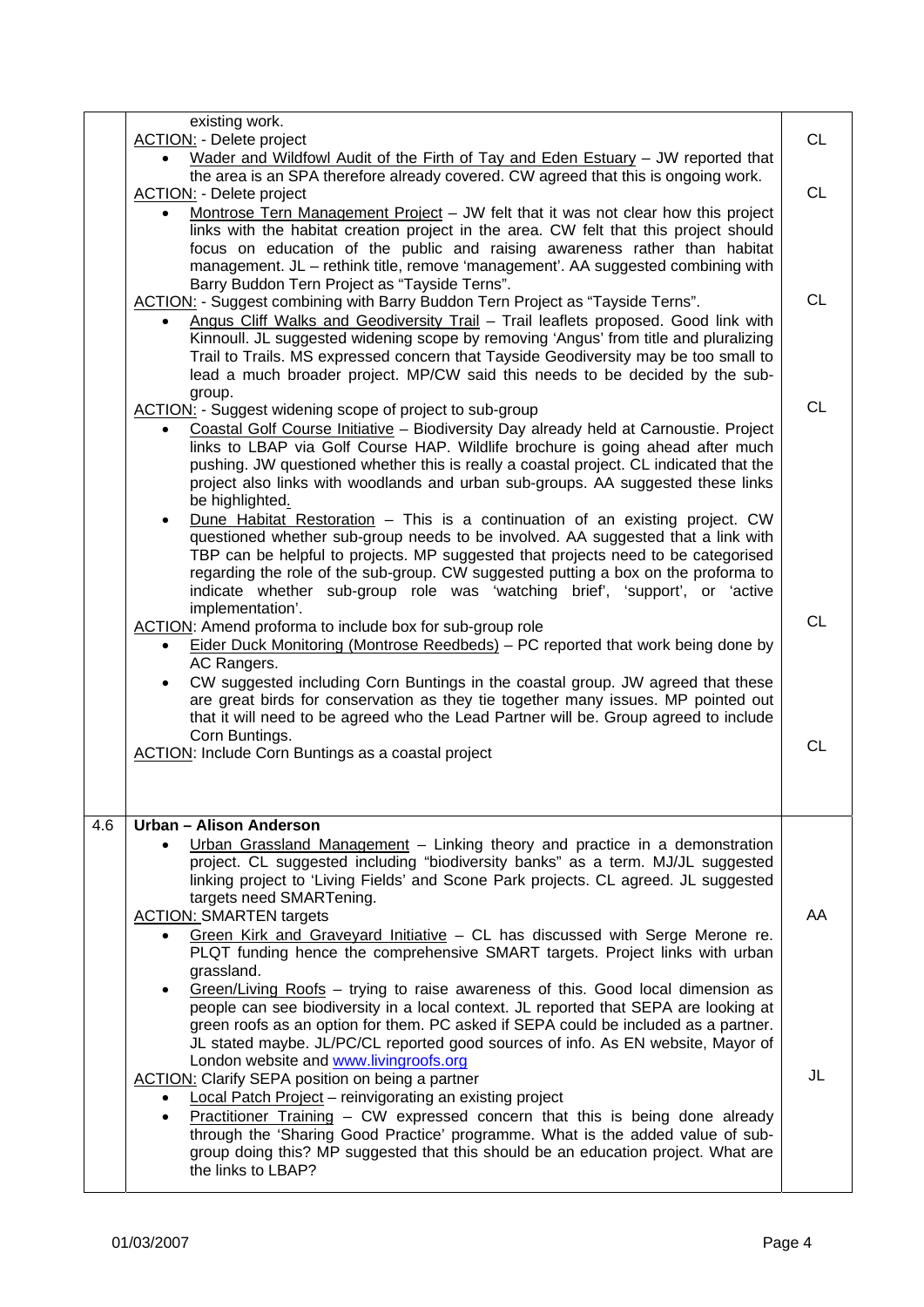| | | |
|---|---|---|
| | existing work.<br>ACTION: - Delete project<br>• Wader and Wildfowl Audit of the Firth of Tay and Eden Estuary – JW reported that the area is an SPA therefore already covered. CW agreed that this is ongoing work.<br>ACTION: - Delete project<br>• Montrose Tern Management Project – JW felt that it was not clear how this project links with the habitat creation project in the area. CW felt that this project should focus on education of the public and raising awareness rather than habitat management. JL – rethink title, remove 'management'. AA suggested combining with Barry Buddon Tern Project as "Tayside Terns".<br>ACTION: - Suggest combining with Barry Buddon Tern Project as "Tayside Terns".<br>• Angus Cliff Walks and Geodiversity Trail – Trail leaflets proposed. Good link with Kinnoull. JL suggested widening scope by removing 'Angus' from title and pluralizing Trail to Trails. MS expressed concern that Tayside Geodiversity may be too small to lead a much broader project. MP/CW said this needs to be decided by the sub-group.<br>ACTION: - Suggest widening scope of project to sub-group<br>• Coastal Golf Course Initiative – Biodiversity Day already held at Carnoustie. Project links to LBAP via Golf Course HAP. Wildlife brochure is going ahead after much pushing. JW questioned whether this is really a coastal project. CL indicated that the project also links with woodlands and urban sub-groups. AA suggested these links be highlighted.<br>• Dune Habitat Restoration – This is a continuation of an existing project. CW questioned whether sub-group needs to be involved. AA suggested that a link with TBP can be helpful to projects. MP suggested that projects need to be categorised regarding the role of the sub-group. CW suggested putting a box on the proforma to indicate whether sub-group role was 'watching brief', 'support', or 'active implementation'.<br>ACTION: Amend proforma to include box for sub-group role<br>• Eider Duck Monitoring (Montrose Reedbeds) – PC reported that work being done by AC Rangers.<br>• CW suggested including Corn Buntings in the coastal group. JW agreed that these are great birds for conservation as they tie together many issues. MP pointed out that it will need to be agreed who the Lead Partner will be. Group agreed to include Corn Buntings.<br>ACTION: Include Corn Buntings as a coastal project | CL<br><br>CL<br><br>CL<br><br>CL<br><br>CL<br><br>CL |
| 4.6 | **Urban – Alison Anderson**<br>• Urban Grassland Management – Linking theory and practice in a demonstration project. CL suggested including "biodiversity banks" as a term. MJ/JL suggested linking project to 'Living Fields' and Scone Park projects. CL agreed. JL suggested targets need SMARTening.<br>ACTION: SMARTEN targets<br>• Green Kirk and Graveyard Initiative – CL has discussed with Serge Merone re. PLQT funding hence the comprehensive SMART targets. Project links with urban grassland.<br>• Green/Living Roofs – trying to raise awareness of this. Good local dimension as people can see biodiversity in a local context. JL reported that SEPA are looking at green roofs as an option for them. PC asked if SEPA could be included as a partner. JL stated maybe. JL/PC/CL reported good sources of info. As EN website, Mayor of London website and www.livingroofs.org<br>ACTION: Clarify SEPA position on being a partner<br>• Local Patch Project – reinvigorating an existing project<br>• Practitioner Training – CW expressed concern that this is being done already through the 'Sharing Good Practice' programme. What is the added value of sub-group doing this? MP suggested that this should be an education project. What are the links to LBAP? | AA<br><br>JL |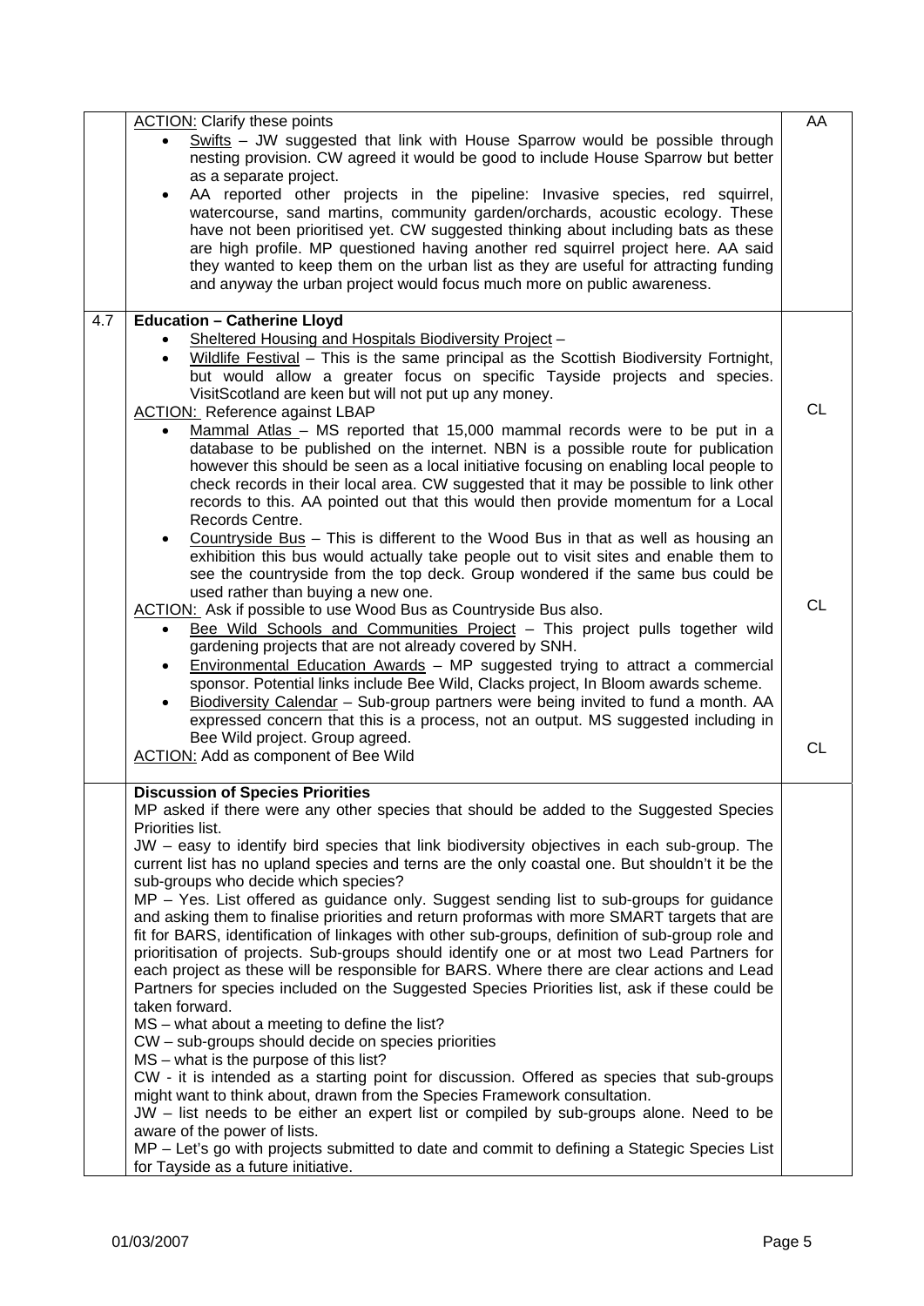| | | |
|---|---|---|
| | <u>ACTION:</u> Clarify these points<br>• <u>Swifts</u> – JW suggested that link with House Sparrow would be possible through nesting provision. CW agreed it would be good to include House Sparrow but better as a separate project.<br>• AA reported other projects in the pipeline: Invasive species, red squirrel, watercourse, sand martins, community garden/orchards, acoustic ecology. These have not been prioritised yet. CW suggested thinking about including bats as these are high profile. MP questioned having another red squirrel project here. AA said they wanted to keep them on the urban list as they are useful for attracting funding and anyway the urban project would focus much more on public awareness. | AA |
| 4.7 | **Education – Catherine Lloyd**<br>• <u>Sheltered Housing and Hospitals Biodiversity Project</u> –<br>• <u>Wildlife Festival</u> – This is the same principal as the Scottish Biodiversity Fortnight, but would allow a greater focus on specific Tayside projects and species. VisitScotland are keen but will not put up any money.<br><u>ACTION:</u> Reference against LBAP<br>• <u>Mammal Atlas</u> – MS reported that 15,000 mammal records were to be put in a database to be published on the internet. NBN is a possible route for publication however this should be seen as a local initiative focusing on enabling local people to check records in their local area. CW suggested that it may be possible to link other records to this. AA pointed out that this would then provide momentum for a Local Records Centre.<br>• <u>Countryside Bus</u> – This is different to the Wood Bus in that as well as housing an exhibition this bus would actually take people out to visit sites and enable them to see the countryside from the top deck. Group wondered if the same bus could be used rather than buying a new one.<br><u>ACTION:</u> Ask if possible to use Wood Bus as Countryside Bus also.<br>• <u>Bee Wild Schools and Communities Project</u> – This project pulls together wild gardening projects that are not already covered by SNH.<br>• <u>Environmental Education Awards</u> – MP suggested trying to attract a commercial sponsor. Potential links include Bee Wild, Clacks project, In Bloom awards scheme.<br>• <u>Biodiversity Calendar</u> – Sub-group partners were being invited to fund a month. AA expressed concern that this is a process, not an output. MS suggested including in Bee Wild project. Group agreed.<br><u>ACTION:</u> Add as component of Bee Wild | CL<br><br>CL<br><br>CL |
| | **Discussion of Species Priorities**<br>MP asked if there were any other species that should be added to the Suggested Species Priorities list.<br>JW – easy to identify bird species that link biodiversity objectives in each sub-group. The current list has no upland species and terns are the only coastal one. But shouldn't it be the sub-groups who decide which species?<br>MP – Yes. List offered as guidance only. Suggest sending list to sub-groups for guidance and asking them to finalise priorities and return proformas with more SMART targets that are fit for BARS, identification of linkages with other sub-groups, definition of sub-group role and prioritisation of projects. Sub-groups should identify one or at most two Lead Partners for each project as these will be responsible for BARS. Where there are clear actions and Lead Partners for species included on the Suggested Species Priorities list, ask if these could be taken forward.<br>MS – what about a meeting to define the list?<br>CW – sub-groups should decide on species priorities<br>MS – what is the purpose of this list?<br>CW - it is intended as a starting point for discussion. Offered as species that sub-groups might want to think about, drawn from the Species Framework consultation.<br>JW – list needs to be either an expert list or compiled by sub-groups alone. Need to be aware of the power of lists.<br>MP – Let's go with projects submitted to date and commit to defining a Stategic Species List for Tayside as a future initiative. | |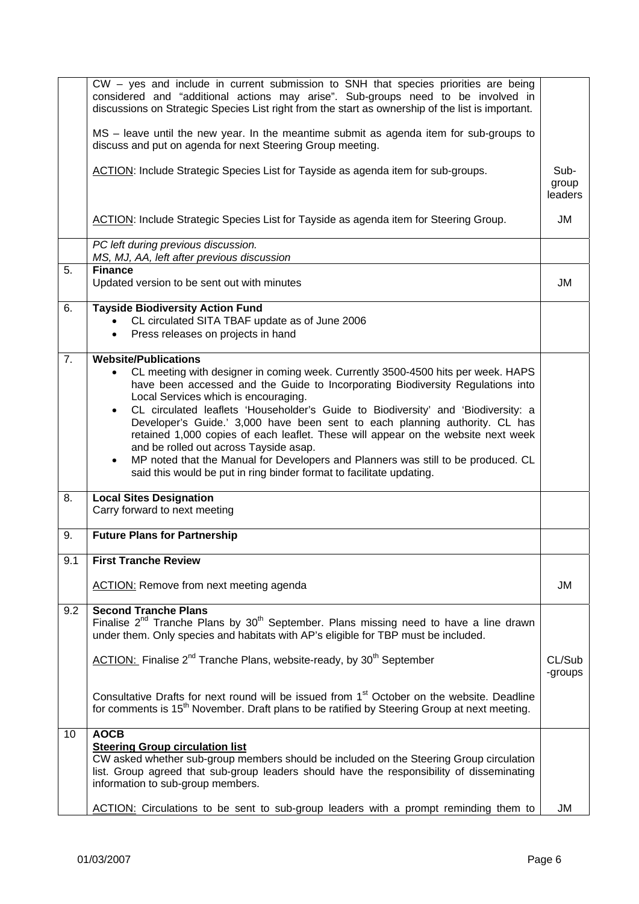| | | |
|---|---|---|
| | CW – yes and include in current submission to SNH that species priorities are being considered and "additional actions may arise". Sub-groups need to be involved in discussions on Strategic Species List right from the start as ownership of the list is important.<br><br>MS – leave until the new year. In the meantime submit as agenda item for sub-groups to discuss and put on agenda for next Steering Group meeting.<br><br><u>ACTION</u>: Include Strategic Species List for Tayside as agenda item for sub-groups.<br><br><u>ACTION</u>: Include Strategic Species List for Tayside as agenda item for Steering Group. | <br><br><br><br><br><br>Sub-group leaders<br><br>JM |
| | *PC left during previous discussion.*<br>*MS, MJ, AA, left after previous discussion* | |
| 5. | **Finance**<br>Updated version to be sent out with minutes | JM |
| 6. | **Tayside Biodiversity Action Fund**<br>• CL circulated SITA TBAF update as of June 2006<br>• Press releases on projects in hand | |
| 7. | **Website/Publications**<br>• CL meeting with designer in coming week. Currently 3500-4500 hits per week. HAPS have been accessed and the Guide to Incorporating Biodiversity Regulations into Local Services which is encouraging.<br>• CL circulated leaflets 'Householder's Guide to Biodiversity' and 'Biodiversity: a Developer's Guide.' 3,000 have been sent to each planning authority. CL has retained 1,000 copies of each leaflet. These will appear on the website next week and be rolled out across Tayside asap.<br>• MP noted that the Manual for Developers and Planners was still to be produced. CL said this would be put in ring binder format to facilitate updating. | |
| 8. | **Local Sites Designation**<br>Carry forward to next meeting | |
| 9. | **Future Plans for Partnership** | |
| 9.1 | **First Tranche Review**<br><br><u>ACTION:</u> Remove from next meeting agenda | <br><br>JM |
| 9.2 | **Second Tranche Plans**<br>Finalise 2nd Tranche Plans by 30th September. Plans missing need to have a line drawn under them. Only species and habitats with AP's eligible for TBP must be included.<br><br><u>ACTION:</u> Finalise 2nd Tranche Plans, website-ready, by 30th September<br><br>Consultative Drafts for next round will be issued from 1st October on the website. Deadline for comments is 15th November. Draft plans to be ratified by Steering Group at next meeting. | <br><br><br><br>CL/Sub-groups |
| 10 | **AOCB**<br>**<u>Steering Group circulation list</u>**<br>CW asked whether sub-group members should be included on the Steering Group circulation list. Group agreed that sub-group leaders should have the responsibility of disseminating information to sub-group members.<br><br><u>ACTION:</u> Circulations to be sent to sub-group leaders with a prompt reminding them to | <br><br><br><br><br><br>JM |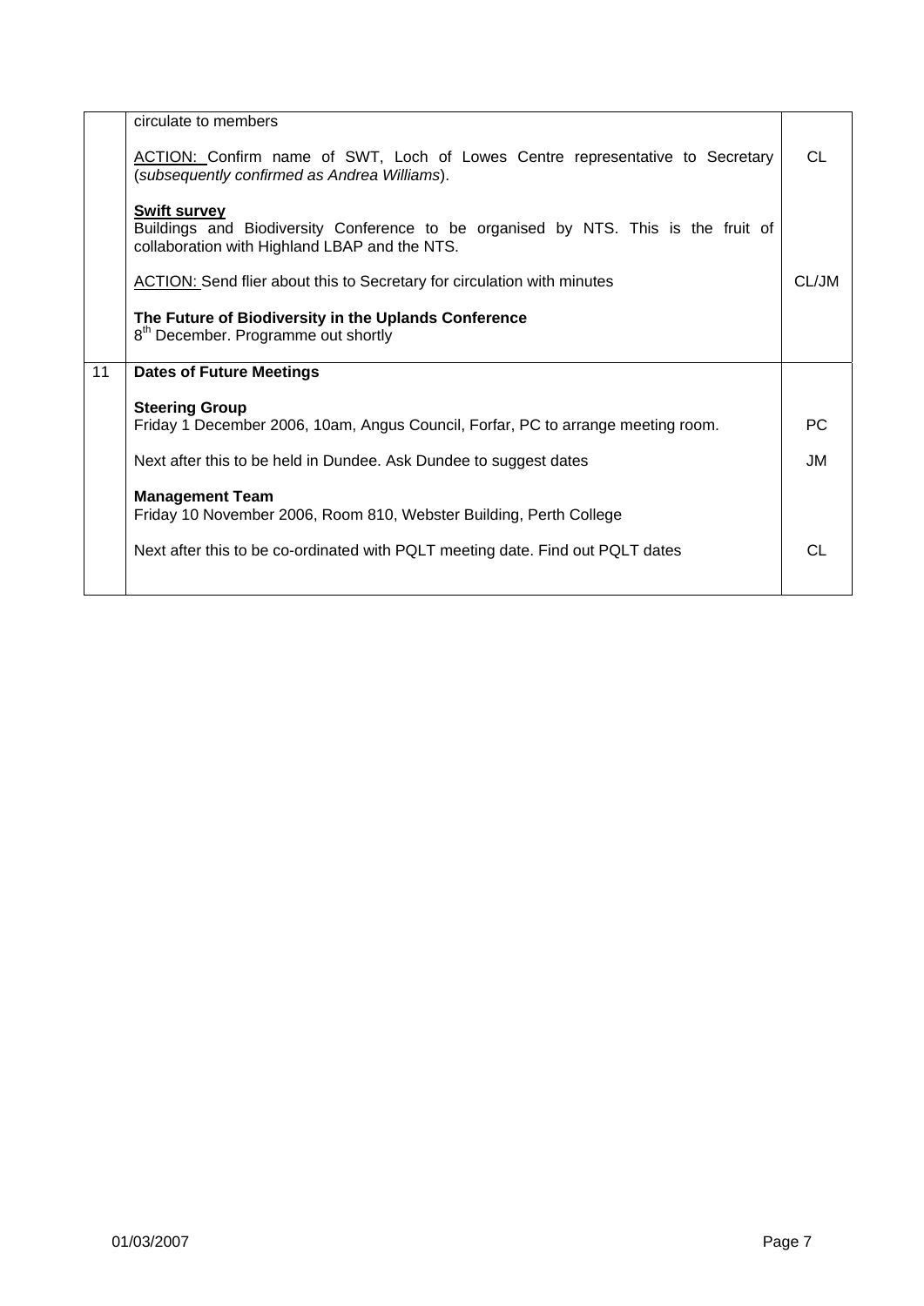| | | |
|---|---|---|
| | circulate to members<br><br><u>ACTION:</u> Confirm name of SWT, Loch of Lowes Centre representative to Secretary (*subsequently confirmed as Andrea Williams*).<br><br>**<u>Swift survey</u>**<br>Buildings and Biodiversity Conference to be organised by NTS. This is the fruit of collaboration with Highland LBAP and the NTS.<br><br><u>ACTION:</u> Send flier about this to Secretary for circulation with minutes<br><br>**The Future of Biodiversity in the Uplands Conference**<br>8th December. Programme out shortly | CL<br><br><br><br><br>CL/JM |
| 11 | **Dates of Future Meetings**<br><br>**Steering Group**<br>Friday 1 December 2006, 10am, Angus Council, Forfar, PC to arrange meeting room.<br><br>Next after this to be held in Dundee. Ask Dundee to suggest dates<br><br>**Management Team**<br>Friday 10 November 2006, Room 810, Webster Building, Perth College<br><br>Next after this to be co-ordinated with PQLT meeting date. Find out PQLT dates | <br><br><br>PC<br><br>JM<br><br><br><br>CL |

01/03/2007